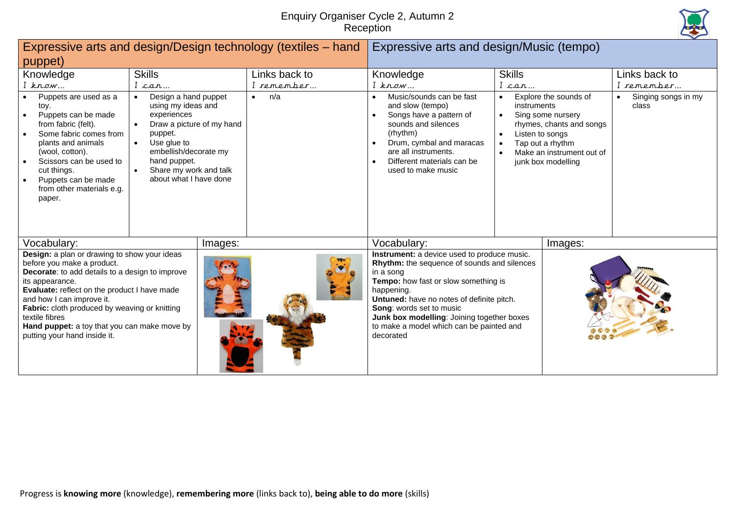# Enquiry Organiser Cycle 2, Autumn 2
## Reception

## Expressive arts and design/Design technology (textiles – hand puppet)

| Knowledge<br>*I know…* | Skills<br>*I can…* | Links back to<br>*I remember…* |
|---|---|---|
| • Puppets are used as a toy.<br>• Puppets can be made from fabric (felt).<br>• Some fabric comes from plants and animals (wool, cotton).<br>• Scissors can be used to cut things.<br>• Puppets can be made from other materials e.g. paper. | • Design a hand puppet using my ideas and experiences<br>• Draw a picture of my hand puppet.<br>• Use glue to embellish/decorate my hand puppet.<br>• Share my work and talk about what I have done | • n/a |

| Vocabulary: | Images: |
|---|---|
| **Design:** a plan or drawing to show your ideas before you make a product.<br>**Decorate**: to add details to a design to improve its appearance.<br>**Evaluate:** reflect on the product I have made and how I can improve it.<br>**Fabric:** cloth produced by weaving or knitting textile fibres<br>**Hand puppet:** a toy that you can make move by putting your hand inside it. | |

## Expressive arts and design/Music (tempo)

| Knowledge<br>*I know…* | Skills<br>*I can…* | Links back to<br>*I remember…* |
|---|---|---|
| • Music/sounds can be fast and slow (tempo)<br>• Songs have a pattern of sounds and silences (rhythm)<br>• Drum, cymbal and maracas are all instruments.<br>• Different materials can be used to make music | • Explore the sounds of instruments<br>• Sing some nursery rhymes, chants and songs<br>• Listen to songs<br>• Tap out a rhythm<br>• Make an instrument out of junk box modelling | • Singing songs in my class |

| Vocabulary: | Images: |
|---|---|
| **Instrument:** a device used to produce music.<br>**Rhythm:** the sequence of sounds and silences in a song<br>**Tempo:** how fast or slow something is happening.<br>**Untuned:** have no notes of definite pitch.<br>**Song**: words set to music<br>**Junk box modelling**: Joining together boxes to make a model which can be painted and decorated | |

Progress is **knowing more** (knowledge), **remembering more** (links back to), **being able to do more** (skills)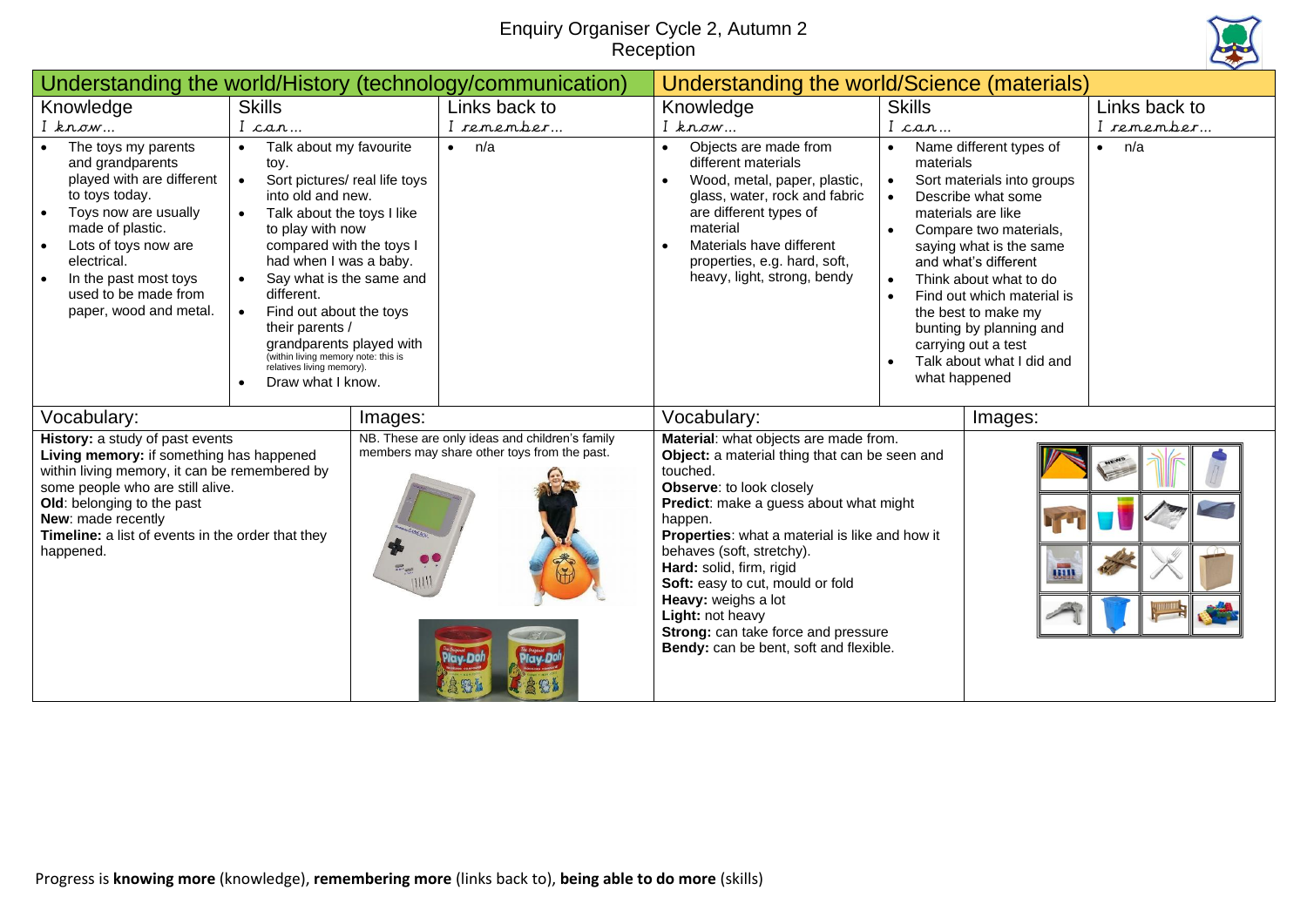# Enquiry Organiser Cycle 2, Autumn 2
## Reception

## Understanding the world/History (technology/communication)

| Knowledge<br>I know… | Skills<br>I can… | Links back to<br>I remember… |
|---|---|---|
| • The toys my parents and grandparents played with are different to toys today.<br>• Toys now are usually made of plastic.<br>• Lots of toys now are electrical.<br>• In the past most toys used to be made from paper, wood and metal. | • Talk about my favourite toy.<br>• Sort pictures/ real life toys into old and new.<br>• Talk about the toys I like to play with now compared with the toys I had when I was a baby.<br>• Say what is the same and different.<br>• Find out about the toys their parents / grandparents played with (within living memory note: this is relatives living memory).<br>• Draw what I know. | • n/a |

| Vocabulary: | Images: |
|---|---|
| **History:** a study of past events<br>**Living memory:** if something has happened within living memory, it can be remembered by some people who are still alive.<br>**Old**: belonging to the past<br>**New**: made recently<br>**Timeline:** a list of events in the order that they happened. | NB. These are only ideas and children's family members may share other toys from the past. |

## Understanding the world/Science (materials)

| Knowledge<br>I know… | Skills<br>I can… | Links back to<br>I remember… |
|---|---|---|
| • Objects are made from different materials<br>• Wood, metal, paper, plastic, glass, water, rock and fabric are different types of material<br>• Materials have different properties, e.g. hard, soft, heavy, light, strong, bendy | • Name different types of materials<br>• Sort materials into groups<br>• Describe what some materials are like<br>• Compare two materials, saying what is the same and what's different<br>• Think about what to do<br>• Find out which material is the best to make my bunting by planning and carrying out a test<br>• Talk about what I did and what happened | • n/a |

| Vocabulary: | Images: |
|---|---|
| **Material**: what objects are made from.<br>**Object:** a material thing that can be seen and touched.<br>**Observe**: to look closely<br>**Predict**: make a guess about what might happen.<br>**Properties**: what a material is like and how it behaves (soft, stretchy).<br>**Hard:** solid, firm, rigid<br>**Soft:** easy to cut, mould or fold<br>**Heavy:** weighs a lot<br>**Light:** not heavy<br>**Strong:** can take force and pressure<br>**Bendy:** can be bent, soft and flexible. | |

Progress is **knowing more** (knowledge), **remembering more** (links back to), **being able to do more** (skills)